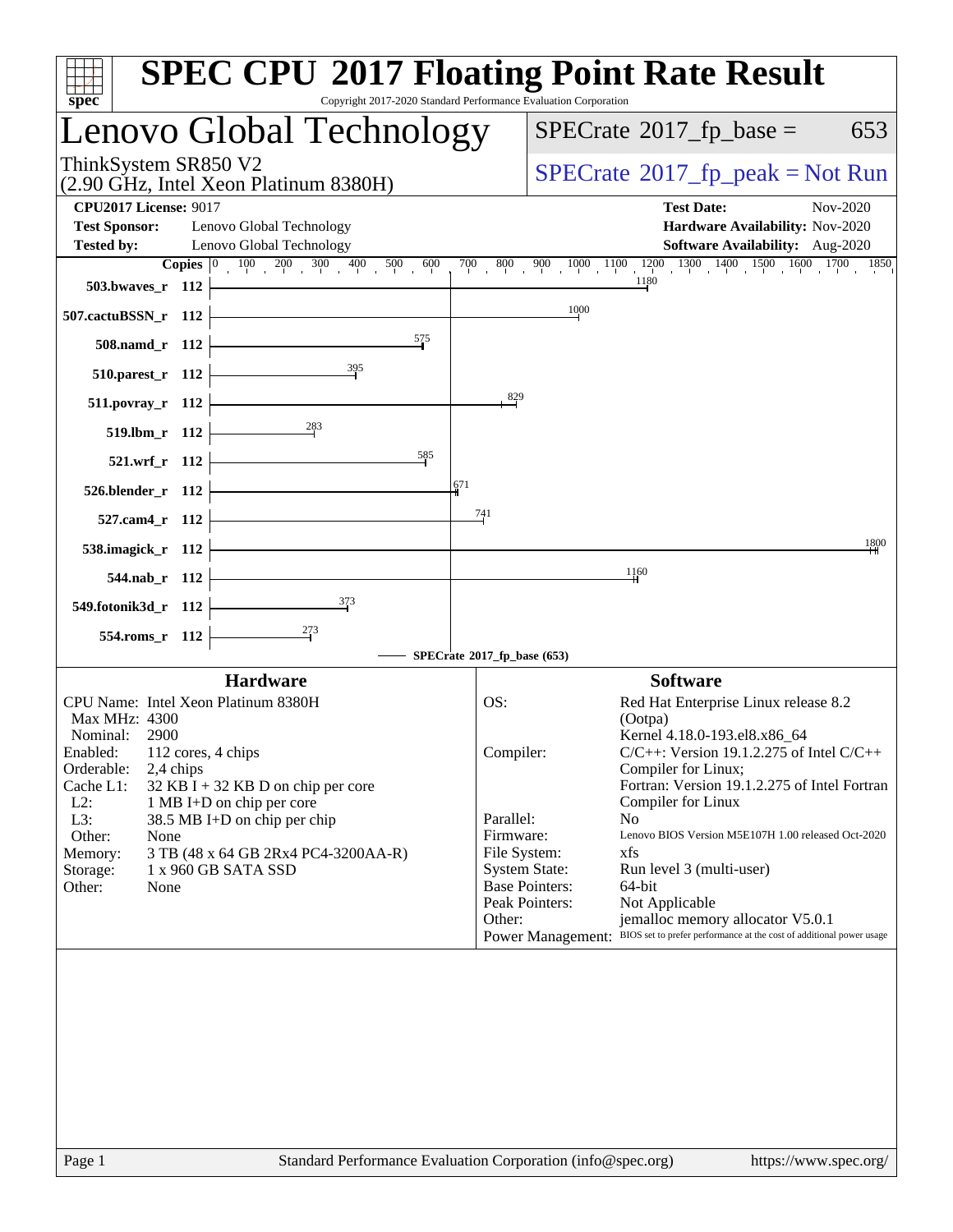# SPEC CPU 2017 Floating Point Rate Result

Copyright 2017-2020 Standard Performance Evaluation Corporation

## Lenovo Global Technology

ThinkSystem SR850 V2
(2.90 GHz, Intel Xeon Platinum 8380H)

SPECrate 2017_fp_base = 653

SPECrate 2017_fp_peak = Not Run

| | | | |
|---|---|---|---|
| **CPU2017 License:** | 9017 | **Test Date:** | Nov-2020 |
| **Test Sponsor:** | Lenovo Global Technology | **Hardware Availability:** | Nov-2020 |
| **Tested by:** | Lenovo Global Technology | **Software Availability:** | Aug-2020 |

| Benchmark | Copies | Base Result |
|---|---|---|
| 503.bwaves_r | 112 | 1180 |
| 507.cactuBSSN_r | 112 | 1000 |
| 508.namd_r | 112 | 575 |
| 510.parest_r | 112 | 395 |
| 511.povray_r | 112 | 829 |
| 519.lbm_r | 112 | 283 |
| 521.wrf_r | 112 | 585 |
| 526.blender_r | 112 | 671 |
| 527.cam4_r | 112 | 741 |
| 538.imagick_r | 112 | 1800 |
| 544.nab_r | 112 | 1160 |
| 549.fotonik3d_r | 112 | 373 |
| 554.roms_r | 112 | 273 |

SPECrate 2017_fp_base (653)

### Hardware

| | |
|---|---|
| CPU Name: | Intel Xeon Platinum 8380H |
| Max MHz: | 4300 |
| Nominal: | 2900 |
| Enabled: | 112 cores, 4 chips |
| Orderable: | 2,4 chips |
| Cache L1: | 32 KB I + 32 KB D on chip per core |
| L2: | 1 MB I+D on chip per core |
| L3: | 38.5 MB I+D on chip per chip |
| Other: | None |
| Memory: | 3 TB (48 x 64 GB 2Rx4 PC4-3200AA-R) |
| Storage: | 1 x 960 GB SATA SSD |
| Other: | None |

### Software

| | |
|---|---|
| OS: | Red Hat Enterprise Linux release 8.2 (Ootpa) Kernel 4.18.0-193.el8.x86_64 |
| Compiler: | C/C++: Version 19.1.2.275 of Intel C/C++ Compiler for Linux; Fortran: Version 19.1.2.275 of Intel Fortran Compiler for Linux |
| Parallel: | No |
| Firmware: | Lenovo BIOS Version M5E107H 1.00 released Oct-2020 |
| File System: | xfs |
| System State: | Run level 3 (multi-user) |
| Base Pointers: | 64-bit |
| Peak Pointers: | Not Applicable |
| Other: | jemalloc memory allocator V5.0.1 |
| Power Management: | BIOS set to prefer performance at the cost of additional power usage |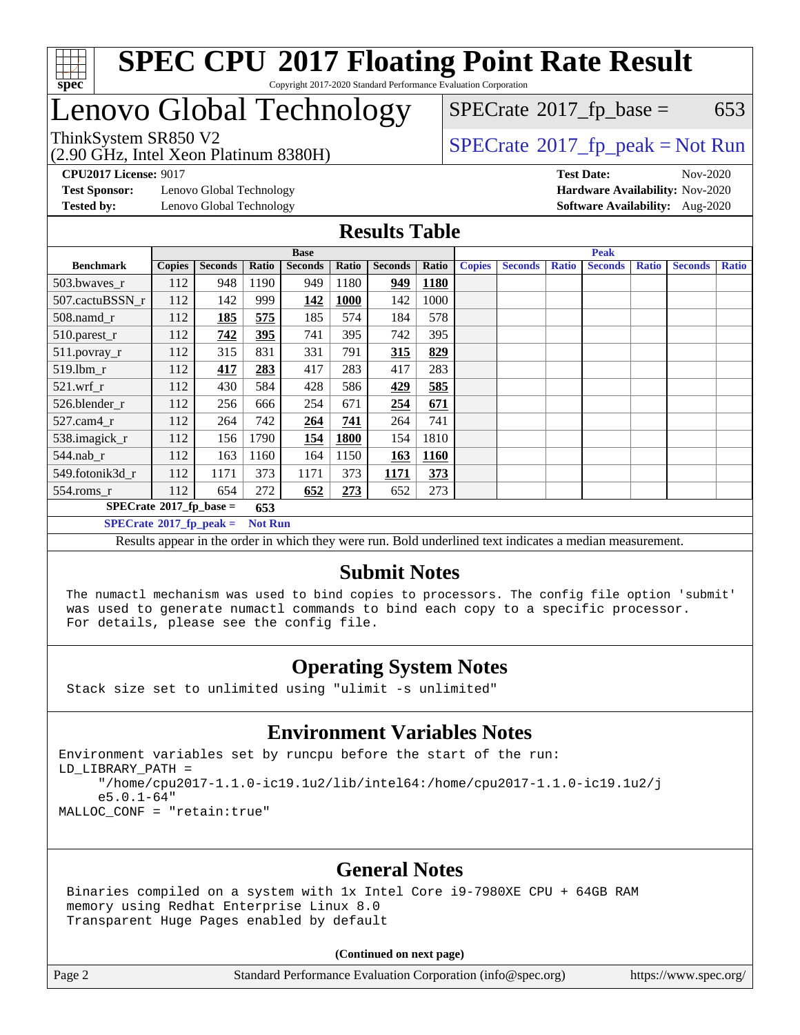# SPEC CPU 2017 Floating Point Rate Result

Copyright 2017-2020 Standard Performance Evaluation Corporation

## Lenovo Global Technology

ThinkSystem SR850 V2
(2.90 GHz, Intel Xeon Platinum 8380H)

SPECrate 2017_fp_base = 653

SPECrate 2017_fp_peak = Not Run

**CPU2017 License:** 9017
**Test Sponsor:** Lenovo Global Technology
**Tested by:** Lenovo Global Technology

**Test Date:** Nov-2020
**Hardware Availability:** Nov-2020
**Software Availability:** Aug-2020

### Results Table

| Benchmark | Base | | | | | | | Peak | | | | | | |
|---|---|---|---|---|---|---|---|---|---|---|---|---|---|---|
| | Copies | Seconds | Ratio | Seconds | Ratio | Seconds | Ratio | Copies | Seconds | Ratio | Seconds | Ratio | Seconds | Ratio |
| 503.bwaves_r | 112 | 948 | 1190 | 949 | 1180 | **949** | **1180** | | | | | | | |
| 507.cactuBSSN_r | 112 | 142 | 999 | **142** | **1000** | 142 | 1000 | | | | | | | |
| 508.namd_r | 112 | **185** | **575** | 185 | 574 | 184 | 578 | | | | | | | |
| 510.parest_r | 112 | **742** | **395** | 741 | 395 | 742 | 395 | | | | | | | |
| 511.povray_r | 112 | 315 | 831 | 331 | 791 | **315** | **829** | | | | | | | |
| 519.lbm_r | 112 | **417** | **283** | 417 | 283 | 417 | 283 | | | | | | | |
| 521.wrf_r | 112 | 430 | 584 | 428 | 586 | **429** | **585** | | | | | | | |
| 526.blender_r | 112 | 256 | 666 | 254 | 671 | **254** | **671** | | | | | | | |
| 527.cam4_r | 112 | 264 | 742 | **264** | **741** | 264 | 741 | | | | | | | |
| 538.imagick_r | 112 | 156 | 1790 | **154** | **1800** | 154 | 1810 | | | | | | | |
| 544.nab_r | 112 | 163 | 1160 | 164 | 1150 | **163** | **1160** | | | | | | | |
| 549.fotonik3d_r | 112 | 1171 | 373 | 1171 | 373 | **1171** | **373** | | | | | | | |
| 554.roms_r | 112 | 654 | 272 | **652** | **273** | 652 | 273 | | | | | | | |

**SPECrate 2017_fp_base = 653**

**SPECrate 2017_fp_peak = Not Run**

Results appear in the order in which they were run. Bold underlined text indicates a median measurement.

### Submit Notes

```
The numactl mechanism was used to bind copies to processors. The config file option 'submit'
was used to generate numactl commands to bind each copy to a specific processor.
For details, please see the config file.
```

### Operating System Notes

```
Stack size set to unlimited using "ulimit -s unlimited"
```

### Environment Variables Notes

```
Environment variables set by runcpu before the start of the run:
LD_LIBRARY_PATH =
     "/home/cpu2017-1.1.0-ic19.1u2/lib/intel64:/home/cpu2017-1.1.0-ic19.1u2/j
     e5.0.1-64"
MALLOC_CONF = "retain:true"
```

### General Notes

```
Binaries compiled on a system with 1x Intel Core i9-7980XE CPU + 64GB RAM
memory using Redhat Enterprise Linux 8.0
Transparent Huge Pages enabled by default
```

**(Continued on next page)**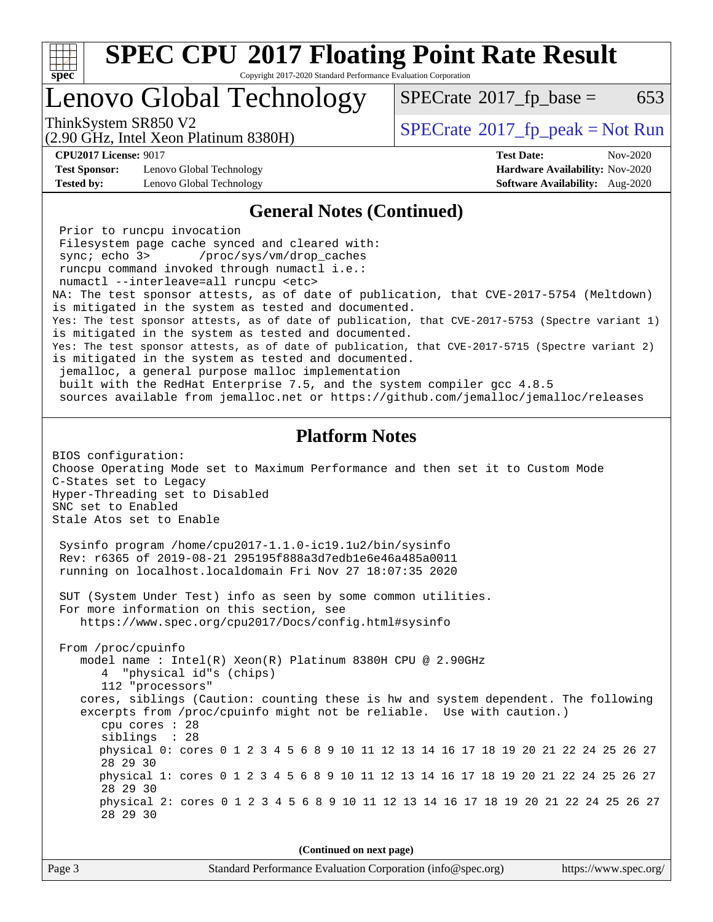# SPEC CPU 2017 Floating Point Rate Result

Copyright 2017-2020 Standard Performance Evaluation Corporation

## Lenovo Global Technology

ThinkSystem SR850 V2
(2.90 GHz, Intel Xeon Platinum 8380H)

SPECrate 2017_fp_base = 653

SPECrate 2017_fp_peak = Not Run

**CPU2017 License:** 9017
**Test Sponsor:** Lenovo Global Technology
**Tested by:** Lenovo Global Technology

**Test Date:** Nov-2020
**Hardware Availability:** Nov-2020
**Software Availability:** Aug-2020

### General Notes (Continued)

```
 Prior to runcpu invocation
 Filesystem page cache synced and cleared with:
 sync; echo 3>       /proc/sys/vm/drop_caches
 runcpu command invoked through numactl i.e.:
 numactl --interleave=all runcpu <etc>
NA: The test sponsor attests, as of date of publication, that CVE-2017-5754 (Meltdown)
is mitigated in the system as tested and documented.
Yes: The test sponsor attests, as of date of publication, that CVE-2017-5753 (Spectre variant 1)
is mitigated in the system as tested and documented.
Yes: The test sponsor attests, as of date of publication, that CVE-2017-5715 (Spectre variant 2)
is mitigated in the system as tested and documented.
 jemalloc, a general purpose malloc implementation
 built with the RedHat Enterprise 7.5, and the system compiler gcc 4.8.5
 sources available from jemalloc.net or https://github.com/jemalloc/jemalloc/releases
```

### Platform Notes

```
BIOS configuration:
Choose Operating Mode set to Maximum Performance and then set it to Custom Mode
C-States set to Legacy
Hyper-Threading set to Disabled
SNC set to Enabled
Stale Atos set to Enable

 Sysinfo program /home/cpu2017-1.1.0-ic19.1u2/bin/sysinfo
 Rev: r6365 of 2019-08-21 295195f888a3d7edb1e6e46a485a0011
 running on localhost.localdomain Fri Nov 27 18:07:35 2020

 SUT (System Under Test) info as seen by some common utilities.
 For more information on this section, see
    https://www.spec.org/cpu2017/Docs/config.html#sysinfo

 From /proc/cpuinfo
    model name : Intel(R) Xeon(R) Platinum 8380H CPU @ 2.90GHz
       4  "physical id"s (chips)
       112 "processors"
    cores, siblings (Caution: counting these is hw and system dependent. The following
    excerpts from /proc/cpuinfo might not be reliable.  Use with caution.)
       cpu cores : 28
       siblings  : 28
       physical 0: cores 0 1 2 3 4 5 6 8 9 10 11 12 13 14 16 17 18 19 20 21 22 24 25 26 27
       28 29 30
       physical 1: cores 0 1 2 3 4 5 6 8 9 10 11 12 13 14 16 17 18 19 20 21 22 24 25 26 27
       28 29 30
       physical 2: cores 0 1 2 3 4 5 6 8 9 10 11 12 13 14 16 17 18 19 20 21 22 24 25 26 27
       28 29 30
```

**(Continued on next page)**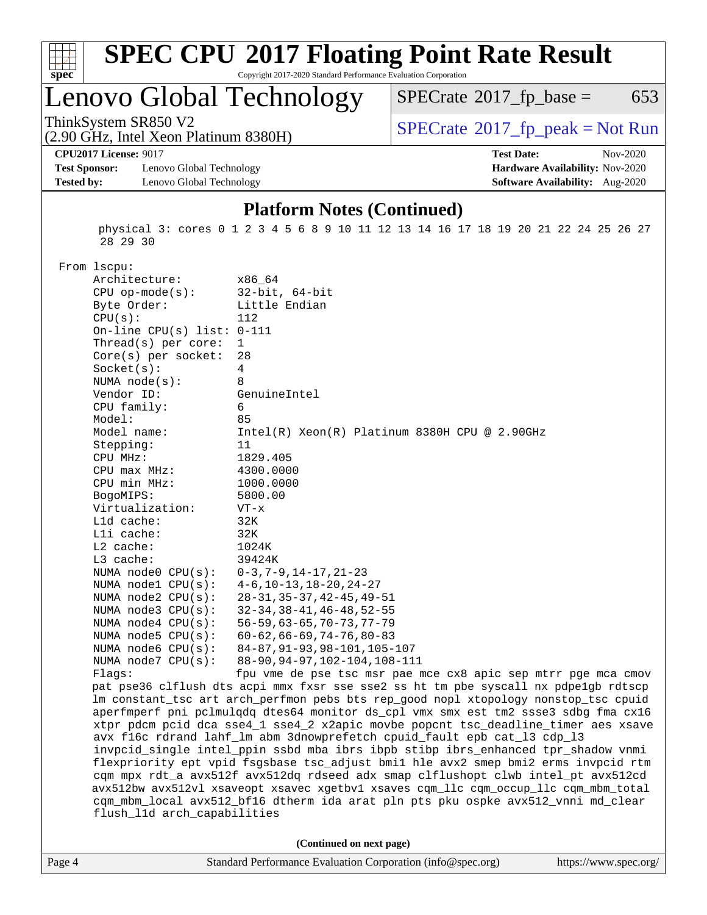## Platform Notes (Continued)

```
   physical 3: cores 0 1 2 3 4 5 6 8 9 10 11 12 13 14 16 17 18 19 20 21 22 24 25 26 27
   28 29 30

From lscpu:
    Architecture:          x86_64
    CPU op-mode(s):        32-bit, 64-bit
    Byte Order:            Little Endian
    CPU(s):                112
    On-line CPU(s) list:   0-111
    Thread(s) per core:    1
    Core(s) per socket:    28
    Socket(s):             4
    NUMA node(s):          8
    Vendor ID:             GenuineIntel
    CPU family:            6
    Model:                 85
    Model name:            Intel(R) Xeon(R) Platinum 8380H CPU @ 2.90GHz
    Stepping:              11
    CPU MHz:               1829.405
    CPU max MHz:           4300.0000
    CPU min MHz:           1000.0000
    BogoMIPS:              5800.00
    Virtualization:        VT-x
    L1d cache:             32K
    L1i cache:             32K
    L2 cache:              1024K
    L3 cache:              39424K
    NUMA node0 CPU(s):     0-3,7-9,14-17,21-23
    NUMA node1 CPU(s):     4-6,10-13,18-20,24-27
    NUMA node2 CPU(s):     28-31,35-37,42-45,49-51
    NUMA node3 CPU(s):     32-34,38-41,46-48,52-55
    NUMA node4 CPU(s):     56-59,63-65,70-73,77-79
    NUMA node5 CPU(s):     60-62,66-69,74-76,80-83
    NUMA node6 CPU(s):     84-87,91-93,98-101,105-107
    NUMA node7 CPU(s):     88-90,94-97,102-104,108-111
    Flags:                 fpu vme de pse tsc msr pae mce cx8 apic sep mtrr pge mca cmov
    pat pse36 clflush dts acpi mmx fxsr sse sse2 ss ht tm pbe syscall nx pdpe1gb rdtscp
    lm constant_tsc art arch_perfmon pebs bts rep_good nopl xtopology nonstop_tsc cpuid
    aperfmperf pni pclmulqdq dtes64 monitor ds_cpl vmx smx est tm2 ssse3 sdbg fma cx16
    xtpr pdcm pcid dca sse4_1 sse4_2 x2apic movbe popcnt tsc_deadline_timer aes xsave
    avx f16c rdrand lahf_lm abm 3dnowprefetch cpuid_fault epb cat_l3 cdp_l3
    invpcid_single intel_ppin ssbd mba ibrs ibpb stibp ibrs_enhanced tpr_shadow vnmi
    flexpriority ept vpid fsgsbase tsc_adjust bmi1 hle avx2 smep bmi2 erms invpcid rtm
    cqm mpx rdt_a avx512f avx512dq rdseed adx smap clflushopt clwb intel_pt avx512cd
    avx512bw avx512vl xsaveopt xsavec xgetbv1 xsaves cqm_llc cqm_occup_llc cqm_mbm_total
    cqm_mbm_local avx512_bf16 dtherm ida arat pln pts pku ospke avx512_vnni md_clear
    flush_l1d arch_capabilities
```

**(Continued on next page)**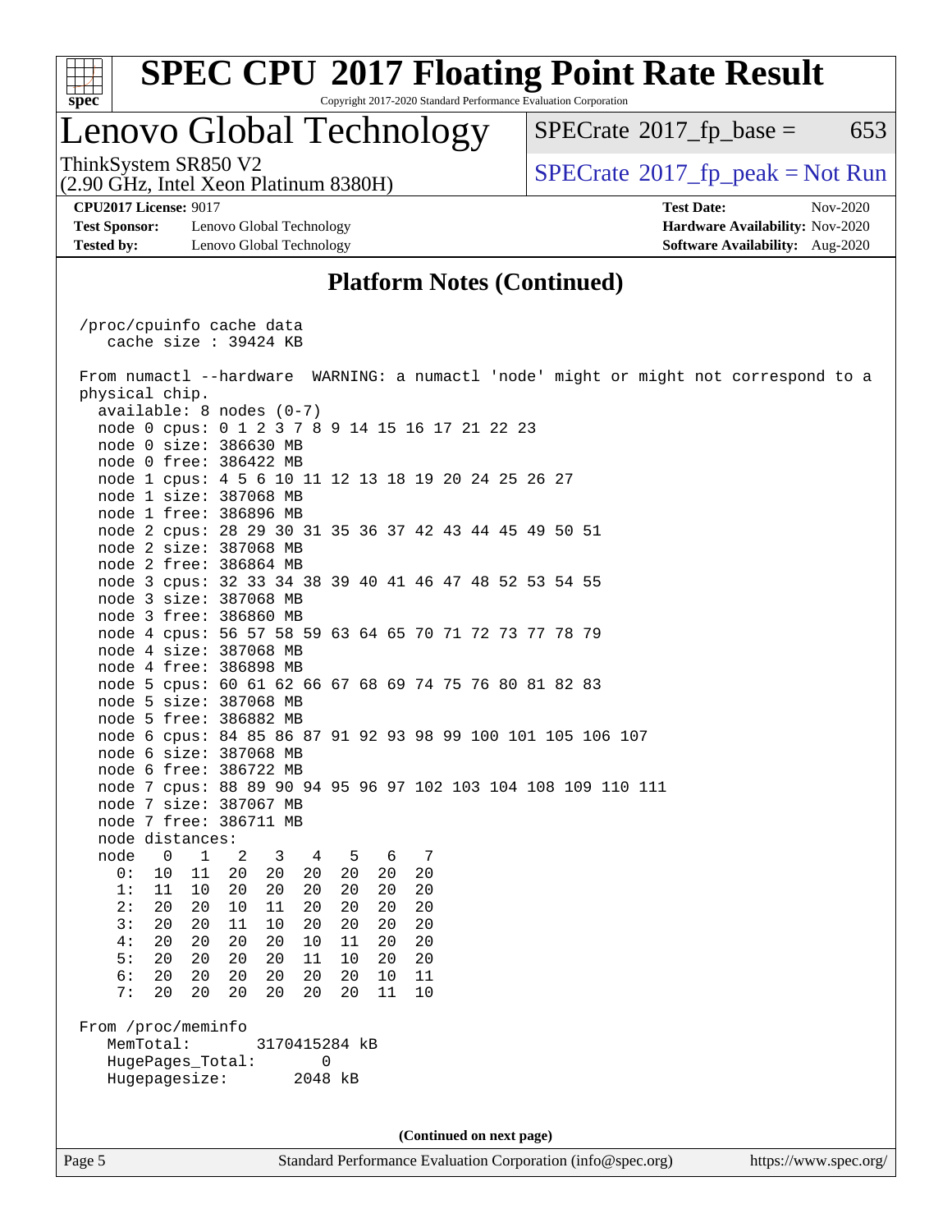## Platform Notes (Continued)

```
/proc/cpuinfo cache data
   cache size : 39424 KB

From numactl --hardware  WARNING: a numactl 'node' might or might not correspond to a
physical chip.
  available: 8 nodes (0-7)
  node 0 cpus: 0 1 2 3 7 8 9 14 15 16 17 21 22 23
  node 0 size: 386630 MB
  node 0 free: 386422 MB
  node 1 cpus: 4 5 6 10 11 12 13 18 19 20 24 25 26 27
  node 1 size: 387068 MB
  node 1 free: 386896 MB
  node 2 cpus: 28 29 30 31 35 36 37 42 43 44 45 49 50 51
  node 2 size: 387068 MB
  node 2 free: 386864 MB
  node 3 cpus: 32 33 34 38 39 40 41 46 47 48 52 53 54 55
  node 3 size: 387068 MB
  node 3 free: 386860 MB
  node 4 cpus: 56 57 58 59 63 64 65 70 71 72 73 77 78 79
  node 4 size: 387068 MB
  node 4 free: 386898 MB
  node 5 cpus: 60 61 62 66 67 68 69 74 75 76 80 81 82 83
  node 5 size: 387068 MB
  node 5 free: 386882 MB
  node 6 cpus: 84 85 86 87 91 92 93 98 99 100 101 105 106 107
  node 6 size: 387068 MB
  node 6 free: 386722 MB
  node 7 cpus: 88 89 90 94 95 96 97 102 103 104 108 109 110 111
  node 7 size: 387067 MB
  node 7 free: 386711 MB
  node distances:
  node   0   1   2   3   4   5   6   7
    0:  10  11  20  20  20  20  20  20
    1:  11  10  20  20  20  20  20  20
    2:  20  20  10  11  20  20  20  20
    3:  20  20  11  10  20  20  20  20
    4:  20  20  20  20  10  11  20  20
    5:  20  20  20  20  11  10  20  20
    6:  20  20  20  20  20  20  10  11
    7:  20  20  20  20  20  20  11  10

From /proc/meminfo
   MemTotal:       3170415284 kB
   HugePages_Total:       0
   Hugepagesize:       2048 kB
```

(Continued on next page)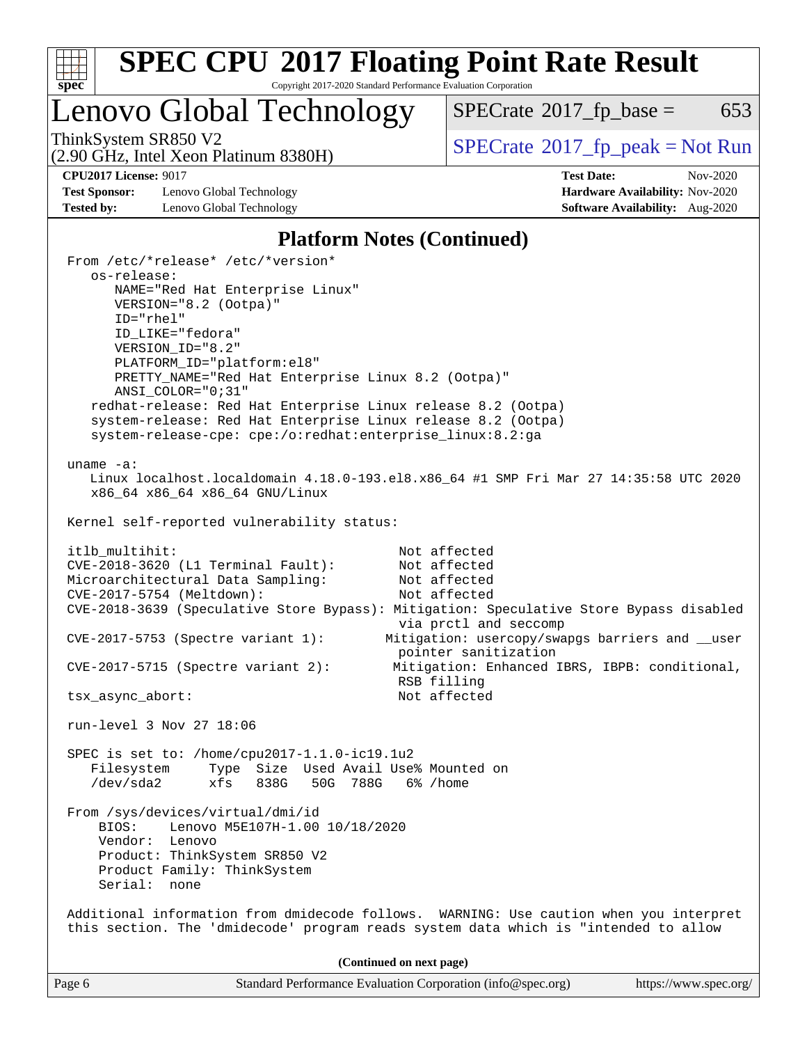# SPEC CPU 2017 Floating Point Rate Result

Copyright 2017-2020 Standard Performance Evaluation Corporation

## Lenovo Global Technology

ThinkSystem SR850 V2
(2.90 GHz, Intel Xeon Platinum 8380H)

SPECrate 2017_fp_base = 653

SPECrate 2017_fp_peak = Not Run

**CPU2017 License:** 9017
**Test Sponsor:** Lenovo Global Technology
**Tested by:** Lenovo Global Technology

**Test Date:** Nov-2020
**Hardware Availability:** Nov-2020
**Software Availability:** Aug-2020

### Platform Notes (Continued)

```
From /etc/*release* /etc/*version*
   os-release:
      NAME="Red Hat Enterprise Linux"
      VERSION="8.2 (Ootpa)"
      ID="rhel"
      ID_LIKE="fedora"
      VERSION_ID="8.2"
      PLATFORM_ID="platform:el8"
      PRETTY_NAME="Red Hat Enterprise Linux 8.2 (Ootpa)"
      ANSI_COLOR="0;31"
   redhat-release: Red Hat Enterprise Linux release 8.2 (Ootpa)
   system-release: Red Hat Enterprise Linux release 8.2 (Ootpa)
   system-release-cpe: cpe:/o:redhat:enterprise_linux:8.2:ga

uname -a:
   Linux localhost.localdomain 4.18.0-193.el8.x86_64 #1 SMP Fri Mar 27 14:35:58 UTC 2020
   x86_64 x86_64 x86_64 GNU/Linux

Kernel self-reported vulnerability status:

itlb_multihit:                                   Not affected
CVE-2018-3620 (L1 Terminal Fault):               Not affected
Microarchitectural Data Sampling:                Not affected
CVE-2017-5754 (Meltdown):                        Not affected
CVE-2018-3639 (Speculative Store Bypass): Mitigation: Speculative Store Bypass disabled
                                                 via prctl and seccomp
CVE-2017-5753 (Spectre variant 1):             Mitigation: usercopy/swapgs barriers and __user
                                                 pointer sanitization
CVE-2017-5715 (Spectre variant 2):              Mitigation: Enhanced IBRS, IBPB: conditional,
                                                 RSB filling
tsx_async_abort:                                 Not affected

run-level 3 Nov 27 18:06

SPEC is set to: /home/cpu2017-1.1.0-ic19.1u2
   Filesystem     Type  Size  Used Avail Use% Mounted on
   /dev/sda2      xfs   838G   50G  788G   6% /home

From /sys/devices/virtual/dmi/id
    BIOS:    Lenovo M5E107H-1.00 10/18/2020
    Vendor:  Lenovo
    Product: ThinkSystem SR850 V2
    Product Family: ThinkSystem
    Serial:  none

Additional information from dmidecode follows.  WARNING: Use caution when you interpret
this section. The 'dmidecode' program reads system data which is "intended to allow
```

**(Continued on next page)**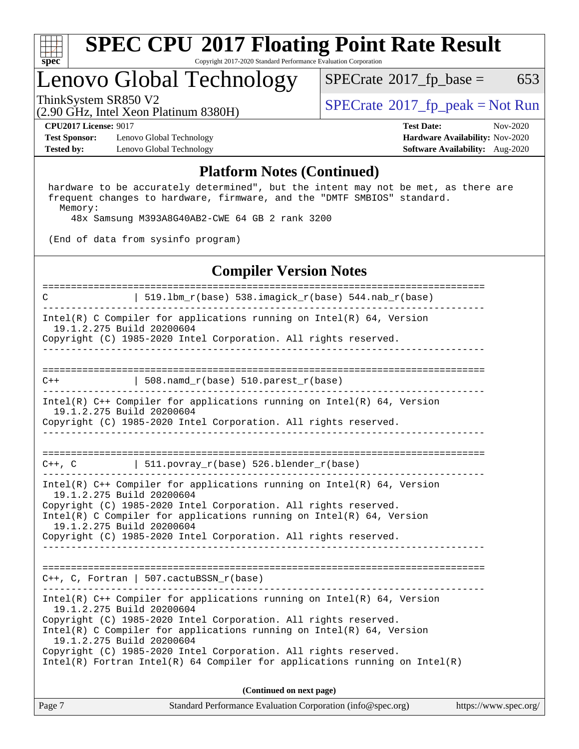# SPEC CPU 2017 Floating Point Rate Result

Copyright 2017-2020 Standard Performance Evaluation Corporation

## Lenovo Global Technology

ThinkSystem SR850 V2
(2.90 GHz, Intel Xeon Platinum 8380H)

SPECrate 2017_fp_base = 653

SPECrate 2017_fp_peak = Not Run

**CPU2017 License:** 9017
**Test Sponsor:** Lenovo Global Technology
**Tested by:** Lenovo Global Technology

**Test Date:** Nov-2020
**Hardware Availability:** Nov-2020
**Software Availability:** Aug-2020

### Platform Notes (Continued)

```
 hardware to be accurately determined", but the intent may not be met, as there are
 frequent changes to hardware, firmware, and the "DMTF SMBIOS" standard.
   Memory:
     48x Samsung M393A8G40AB2-CWE 64 GB 2 rank 3200

 (End of data from sysinfo program)
```

### Compiler Version Notes

```
==============================================================================
C               | 519.lbm_r(base) 538.imagick_r(base) 544.nab_r(base)
------------------------------------------------------------------------------
Intel(R) C Compiler for applications running on Intel(R) 64, Version
  19.1.2.275 Build 20200604
Copyright (C) 1985-2020 Intel Corporation. All rights reserved.
------------------------------------------------------------------------------

==============================================================================
C++             | 508.namd_r(base) 510.parest_r(base)
------------------------------------------------------------------------------
Intel(R) C++ Compiler for applications running on Intel(R) 64, Version
  19.1.2.275 Build 20200604
Copyright (C) 1985-2020 Intel Corporation. All rights reserved.
------------------------------------------------------------------------------

==============================================================================
C++, C          | 511.povray_r(base) 526.blender_r(base)
------------------------------------------------------------------------------
Intel(R) C++ Compiler for applications running on Intel(R) 64, Version
  19.1.2.275 Build 20200604
Copyright (C) 1985-2020 Intel Corporation. All rights reserved.
Intel(R) C Compiler for applications running on Intel(R) 64, Version
  19.1.2.275 Build 20200604
Copyright (C) 1985-2020 Intel Corporation. All rights reserved.
------------------------------------------------------------------------------

==============================================================================
C++, C, Fortran | 507.cactuBSSN_r(base)
------------------------------------------------------------------------------
Intel(R) C++ Compiler for applications running on Intel(R) 64, Version
  19.1.2.275 Build 20200604
Copyright (C) 1985-2020 Intel Corporation. All rights reserved.
Intel(R) C Compiler for applications running on Intel(R) 64, Version
  19.1.2.275 Build 20200604
Copyright (C) 1985-2020 Intel Corporation. All rights reserved.
Intel(R) Fortran Intel(R) 64 Compiler for applications running on Intel(R)
```

(Continued on next page)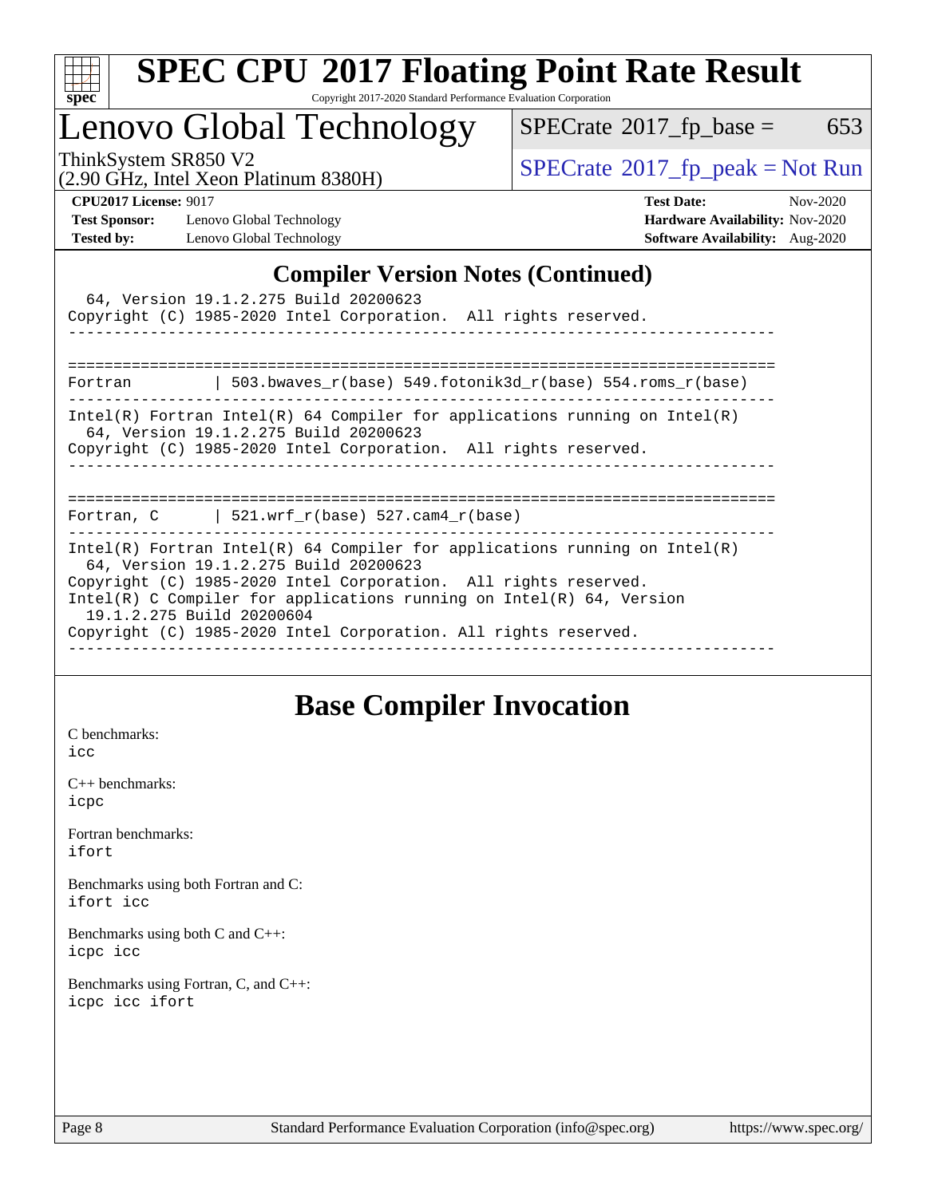## Compiler Version Notes (Continued)

```
  64, Version 19.1.2.275 Build 20200623
Copyright (C) 1985-2020 Intel Corporation.  All rights reserved.
------------------------------------------------------------------------------

==============================================================================
Fortran         | 503.bwaves_r(base) 549.fotonik3d_r(base) 554.roms_r(base)
------------------------------------------------------------------------------
Intel(R) Fortran Intel(R) 64 Compiler for applications running on Intel(R)
  64, Version 19.1.2.275 Build 20200623
Copyright (C) 1985-2020 Intel Corporation.  All rights reserved.
------------------------------------------------------------------------------

==============================================================================
Fortran, C      | 521.wrf_r(base) 527.cam4_r(base)
------------------------------------------------------------------------------
Intel(R) Fortran Intel(R) 64 Compiler for applications running on Intel(R)
  64, Version 19.1.2.275 Build 20200623
Copyright (C) 1985-2020 Intel Corporation.  All rights reserved.
Intel(R) C Compiler for applications running on Intel(R) 64, Version
  19.1.2.275 Build 20200604
Copyright (C) 1985-2020 Intel Corporation. All rights reserved.
------------------------------------------------------------------------------
```

## Base Compiler Invocation

C benchmarks:
icc

C++ benchmarks:
icpc

Fortran benchmarks:
ifort

Benchmarks using both Fortran and C:
ifort icc

Benchmarks using both C and C++:
icpc icc

Benchmarks using Fortran, C, and C++:
icpc icc ifort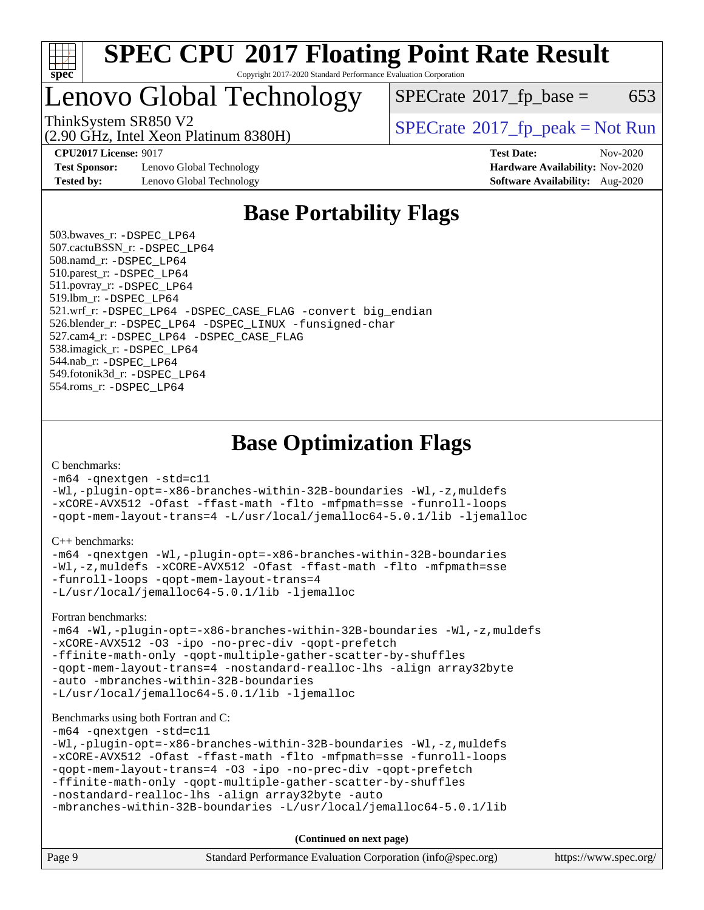# SPEC CPU 2017 Floating Point Rate Result

Copyright 2017-2020 Standard Performance Evaluation Corporation

# Lenovo Global Technology

ThinkSystem SR850 V2
(2.90 GHz, Intel Xeon Platinum 8380H)

SPECrate 2017_fp_base = 653

SPECrate 2017_fp_peak = Not Run

**CPU2017 License:** 9017
**Test Sponsor:** Lenovo Global Technology
**Tested by:** Lenovo Global Technology

**Test Date:** Nov-2020
**Hardware Availability:** Nov-2020
**Software Availability:** Aug-2020

## Base Portability Flags

503.bwaves_r: -DSPEC_LP64
507.cactuBSSN_r: -DSPEC_LP64
508.namd_r: -DSPEC_LP64
510.parest_r: -DSPEC_LP64
511.povray_r: -DSPEC_LP64
519.lbm_r: -DSPEC_LP64
521.wrf_r: -DSPEC_LP64 -DSPEC_CASE_FLAG -convert big_endian
526.blender_r: -DSPEC_LP64 -DSPEC_LINUX -funsigned-char
527.cam4_r: -DSPEC_LP64 -DSPEC_CASE_FLAG
538.imagick_r: -DSPEC_LP64
544.nab_r: -DSPEC_LP64
549.fotonik3d_r: -DSPEC_LP64
554.roms_r: -DSPEC_LP64

## Base Optimization Flags

C benchmarks:

```
-m64 -qnextgen -std=c11
-Wl,-plugin-opt=-x86-branches-within-32B-boundaries -Wl,-z,muldefs
-xCORE-AVX512 -Ofast -ffast-math -flto -mfpmath=sse -funroll-loops
-qopt-mem-layout-trans=4 -L/usr/local/jemalloc64-5.0.1/lib -ljemalloc
```

C++ benchmarks:

```
-m64 -qnextgen -Wl,-plugin-opt=-x86-branches-within-32B-boundaries
-Wl,-z,muldefs -xCORE-AVX512 -Ofast -ffast-math -flto -mfpmath=sse
-funroll-loops -qopt-mem-layout-trans=4
-L/usr/local/jemalloc64-5.0.1/lib -ljemalloc
```

Fortran benchmarks:

```
-m64 -Wl,-plugin-opt=-x86-branches-within-32B-boundaries -Wl,-z,muldefs
-xCORE-AVX512 -O3 -ipo -no-prec-div -qopt-prefetch
-ffinite-math-only -qopt-multiple-gather-scatter-by-shuffles
-qopt-mem-layout-trans=4 -nostandard-realloc-lhs -align array32byte
-auto -mbranches-within-32B-boundaries
-L/usr/local/jemalloc64-5.0.1/lib -ljemalloc
```

Benchmarks using both Fortran and C:

```
-m64 -qnextgen -std=c11
-Wl,-plugin-opt=-x86-branches-within-32B-boundaries -Wl,-z,muldefs
-xCORE-AVX512 -Ofast -ffast-math -flto -mfpmath=sse -funroll-loops
-qopt-mem-layout-trans=4 -O3 -ipo -no-prec-div -qopt-prefetch
-ffinite-math-only -qopt-multiple-gather-scatter-by-shuffles
-nostandard-realloc-lhs -align array32byte -auto
-mbranches-within-32B-boundaries -L/usr/local/jemalloc64-5.0.1/lib
```

**(Continued on next page)**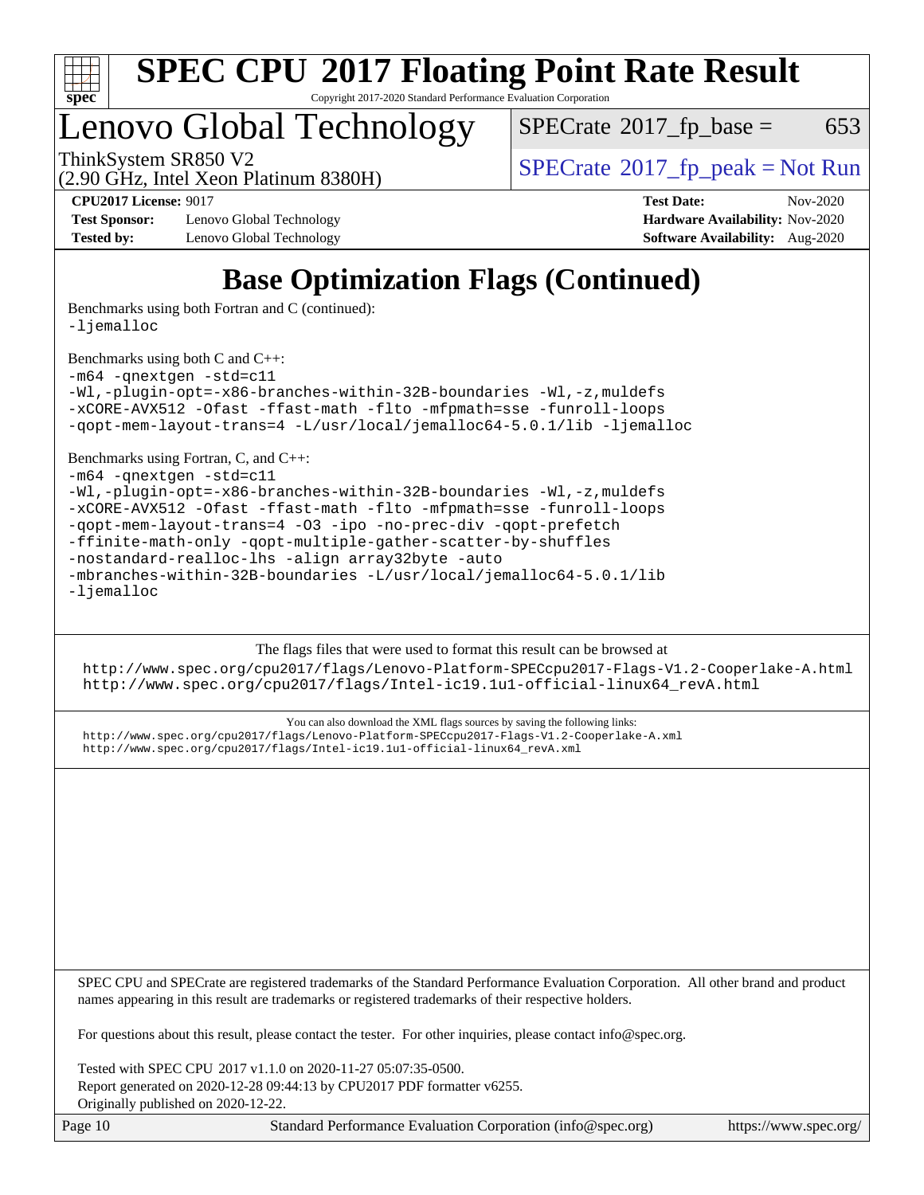# Base Optimization Flags (Continued)

Benchmarks using both Fortran and C (continued):
-ljemalloc

Benchmarks using both C and C++:
-m64 -qnextgen -std=c11
-Wl,-plugin-opt=-x86-branches-within-32B-boundaries -Wl,-z,muldefs
-xCORE-AVX512 -Ofast -ffast-math -flto -mfpmath=sse -funroll-loops
-qopt-mem-layout-trans=4 -L/usr/local/jemalloc64-5.0.1/lib -ljemalloc

Benchmarks using Fortran, C, and C++:
-m64 -qnextgen -std=c11
-Wl,-plugin-opt=-x86-branches-within-32B-boundaries -Wl,-z,muldefs
-xCORE-AVX512 -Ofast -ffast-math -flto -mfpmath=sse -funroll-loops
-qopt-mem-layout-trans=4 -O3 -ipo -no-prec-div -qopt-prefetch
-ffinite-math-only -qopt-multiple-gather-scatter-by-shuffles
-nostandard-realloc-lhs -align array32byte -auto
-mbranches-within-32B-boundaries -L/usr/local/jemalloc64-5.0.1/lib
-ljemalloc

The flags files that were used to format this result can be browsed at
http://www.spec.org/cpu2017/flags/Lenovo-Platform-SPECcpu2017-Flags-V1.2-Cooperlake-A.html
http://www.spec.org/cpu2017/flags/Intel-ic19.1u1-official-linux64_revA.html

You can also download the XML flags sources by saving the following links:
http://www.spec.org/cpu2017/flags/Lenovo-Platform-SPECcpu2017-Flags-V1.2-Cooperlake-A.xml
http://www.spec.org/cpu2017/flags/Intel-ic19.1u1-official-linux64_revA.xml

SPEC CPU and SPECrate are registered trademarks of the Standard Performance Evaluation Corporation. All other brand and product names appearing in this result are trademarks or registered trademarks of their respective holders.

For questions about this result, please contact the tester. For other inquiries, please contact info@spec.org.

Tested with SPEC CPU 2017 v1.1.0 on 2020-11-27 05:07:35-0500.
Report generated on 2020-12-28 09:44:13 by CPU2017 PDF formatter v6255.
Originally published on 2020-12-22.